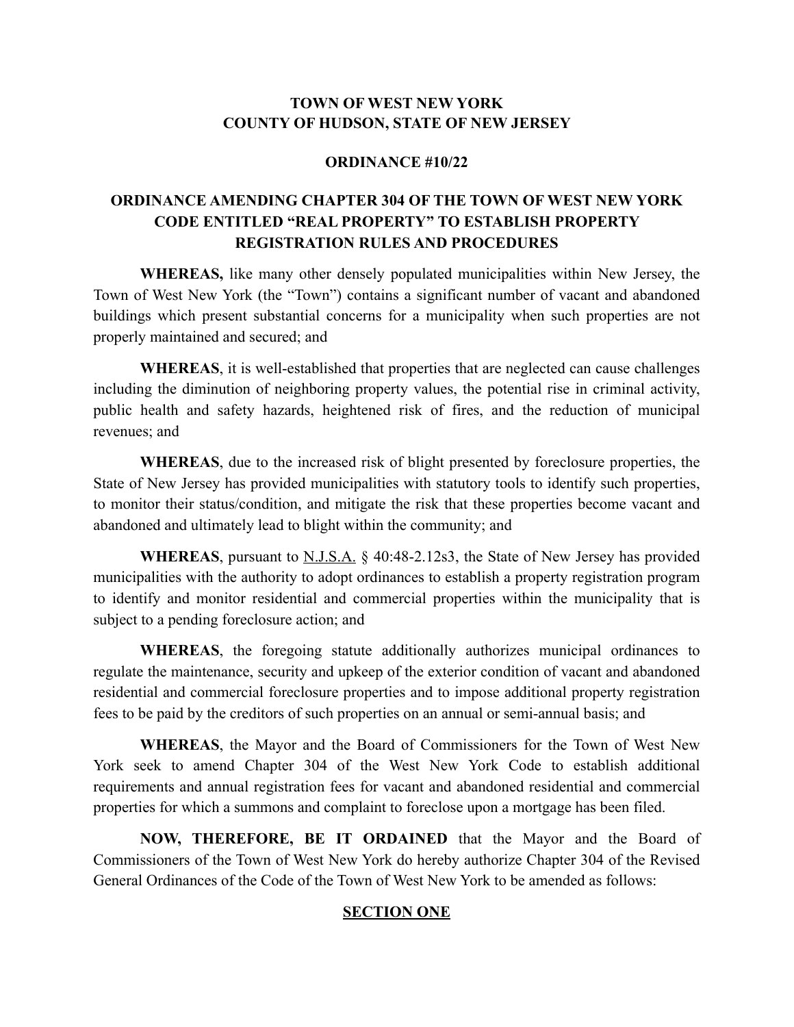# TOWN OF WEST NEW YORK
# COUNTY OF HUDSON, STATE OF NEW JERSEY

## ORDINANCE #10/22

## ORDINANCE AMENDING CHAPTER 304 OF THE TOWN OF WEST NEW YORK CODE ENTITLED "REAL PROPERTY" TO ESTABLISH PROPERTY REGISTRATION RULES AND PROCEDURES

**WHEREAS,** like many other densely populated municipalities within New Jersey, the Town of West New York (the "Town") contains a significant number of vacant and abandoned buildings which present substantial concerns for a municipality when such properties are not properly maintained and secured; and

**WHEREAS**, it is well-established that properties that are neglected can cause challenges including the diminution of neighboring property values, the potential rise in criminal activity, public health and safety hazards, heightened risk of fires, and the reduction of municipal revenues; and

**WHEREAS**, due to the increased risk of blight presented by foreclosure properties, the State of New Jersey has provided municipalities with statutory tools to identify such properties, to monitor their status/condition, and mitigate the risk that these properties become vacant and abandoned and ultimately lead to blight within the community; and

**WHEREAS**, pursuant to N.J.S.A. § 40:48-2.12s3, the State of New Jersey has provided municipalities with the authority to adopt ordinances to establish a property registration program to identify and monitor residential and commercial properties within the municipality that is subject to a pending foreclosure action; and

**WHEREAS**, the foregoing statute additionally authorizes municipal ordinances to regulate the maintenance, security and upkeep of the exterior condition of vacant and abandoned residential and commercial foreclosure properties and to impose additional property registration fees to be paid by the creditors of such properties on an annual or semi-annual basis; and

**WHEREAS**, the Mayor and the Board of Commissioners for the Town of West New York seek to amend Chapter 304 of the West New York Code to establish additional requirements and annual registration fees for vacant and abandoned residential and commercial properties for which a summons and complaint to foreclose upon a mortgage has been filed.

**NOW, THEREFORE, BE IT ORDAINED** that the Mayor and the Board of Commissioners of the Town of West New York do hereby authorize Chapter 304 of the Revised General Ordinances of the Code of the Town of West New York to be amended as follows:

## SECTION ONE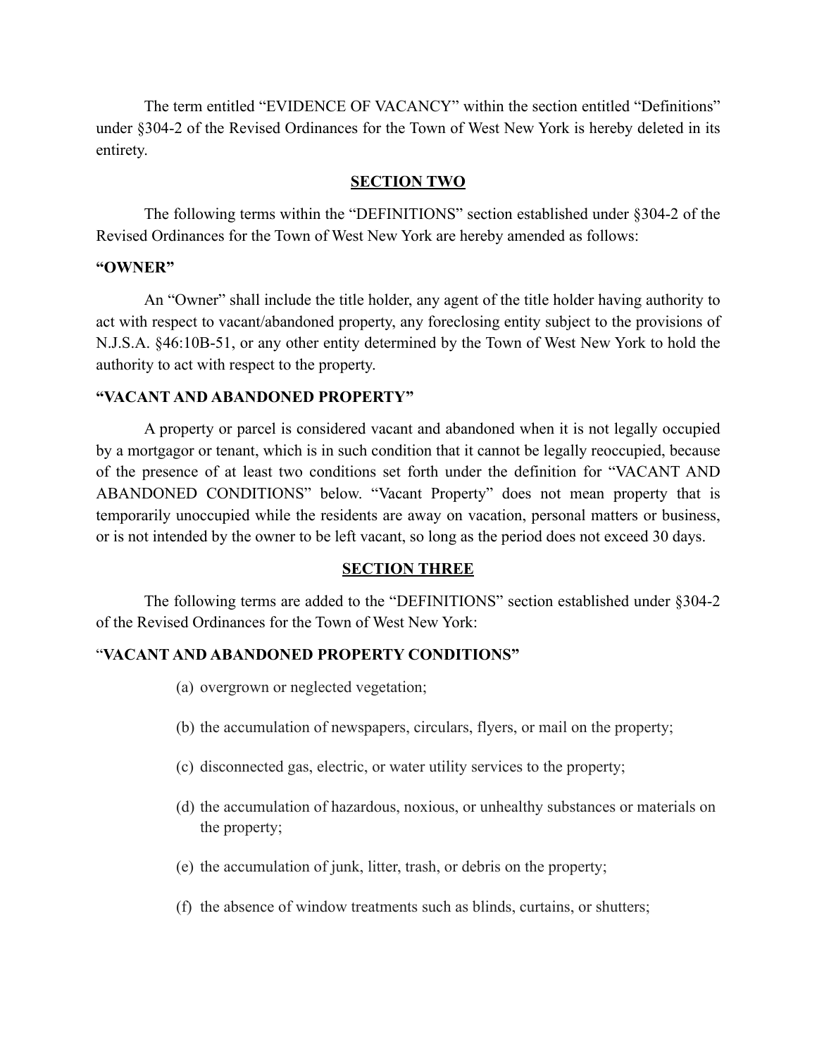The term entitled "EVIDENCE OF VACANCY" within the section entitled "Definitions" under §304-2 of the Revised Ordinances for the Town of West New York is hereby deleted in its entirety.

## SECTION TWO

The following terms within the "DEFINITIONS" section established under §304-2 of the Revised Ordinances for the Town of West New York are hereby amended as follows:

**"OWNER"**

An "Owner" shall include the title holder, any agent of the title holder having authority to act with respect to vacant/abandoned property, any foreclosing entity subject to the provisions of N.J.S.A. §46:10B-51, or any other entity determined by the Town of West New York to hold the authority to act with respect to the property.

**"VACANT AND ABANDONED PROPERTY"**

A property or parcel is considered vacant and abandoned when it is not legally occupied by a mortgagor or tenant, which is in such condition that it cannot be legally reoccupied, because of the presence of at least two conditions set forth under the definition for "VACANT AND ABANDONED CONDITIONS" below. "Vacant Property" does not mean property that is temporarily unoccupied while the residents are away on vacation, personal matters or business, or is not intended by the owner to be left vacant, so long as the period does not exceed 30 days.

## SECTION THREE

The following terms are added to the "DEFINITIONS" section established under §304-2 of the Revised Ordinances for the Town of West New York:

"**VACANT AND ABANDONED PROPERTY CONDITIONS"**

(a) overgrown or neglected vegetation;

(b) the accumulation of newspapers, circulars, flyers, or mail on the property;

(c) disconnected gas, electric, or water utility services to the property;

(d) the accumulation of hazardous, noxious, or unhealthy substances or materials on the property;

(e) the accumulation of junk, litter, trash, or debris on the property;

(f) the absence of window treatments such as blinds, curtains, or shutters;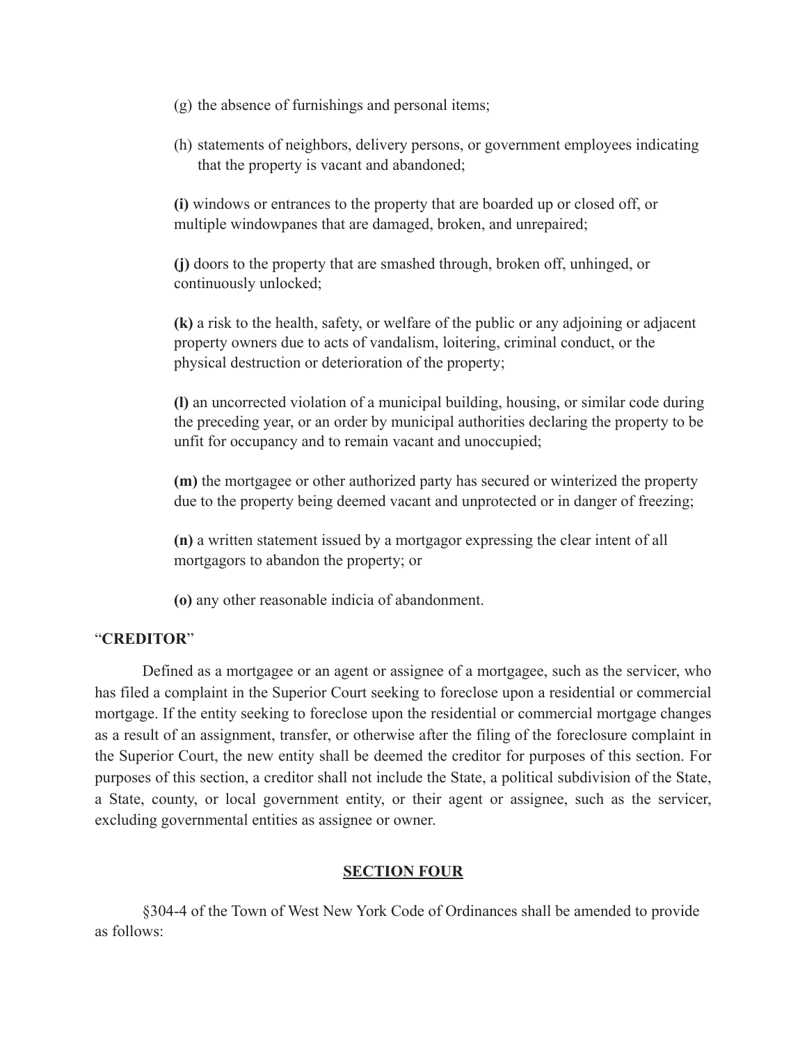(g) the absence of furnishings and personal items;

(h) statements of neighbors, delivery persons, or government employees indicating that the property is vacant and abandoned;

**(i)** windows or entrances to the property that are boarded up or closed off, or multiple windowpanes that are damaged, broken, and unrepaired;

**(j)** doors to the property that are smashed through, broken off, unhinged, or continuously unlocked;

**(k)** a risk to the health, safety, or welfare of the public or any adjoining or adjacent property owners due to acts of vandalism, loitering, criminal conduct, or the physical destruction or deterioration of the property;

**(l)** an uncorrected violation of a municipal building, housing, or similar code during the preceding year, or an order by municipal authorities declaring the property to be unfit for occupancy and to remain vacant and unoccupied;

**(m)** the mortgagee or other authorized party has secured or winterized the property due to the property being deemed vacant and unprotected or in danger of freezing;

**(n)** a written statement issued by a mortgagor expressing the clear intent of all mortgagors to abandon the property; or

**(o)** any other reasonable indicia of abandonment.

"**CREDITOR**"

Defined as a mortgagee or an agent or assignee of a mortgagee, such as the servicer, who has filed a complaint in the Superior Court seeking to foreclose upon a residential or commercial mortgage. If the entity seeking to foreclose upon the residential or commercial mortgage changes as a result of an assignment, transfer, or otherwise after the filing of the foreclosure complaint in the Superior Court, the new entity shall be deemed the creditor for purposes of this section. For purposes of this section, a creditor shall not include the State, a political subdivision of the State, a State, county, or local government entity, or their agent or assignee, such as the servicer, excluding governmental entities as assignee or owner.

**SECTION FOUR**

§304-4 of the Town of West New York Code of Ordinances shall be amended to provide as follows: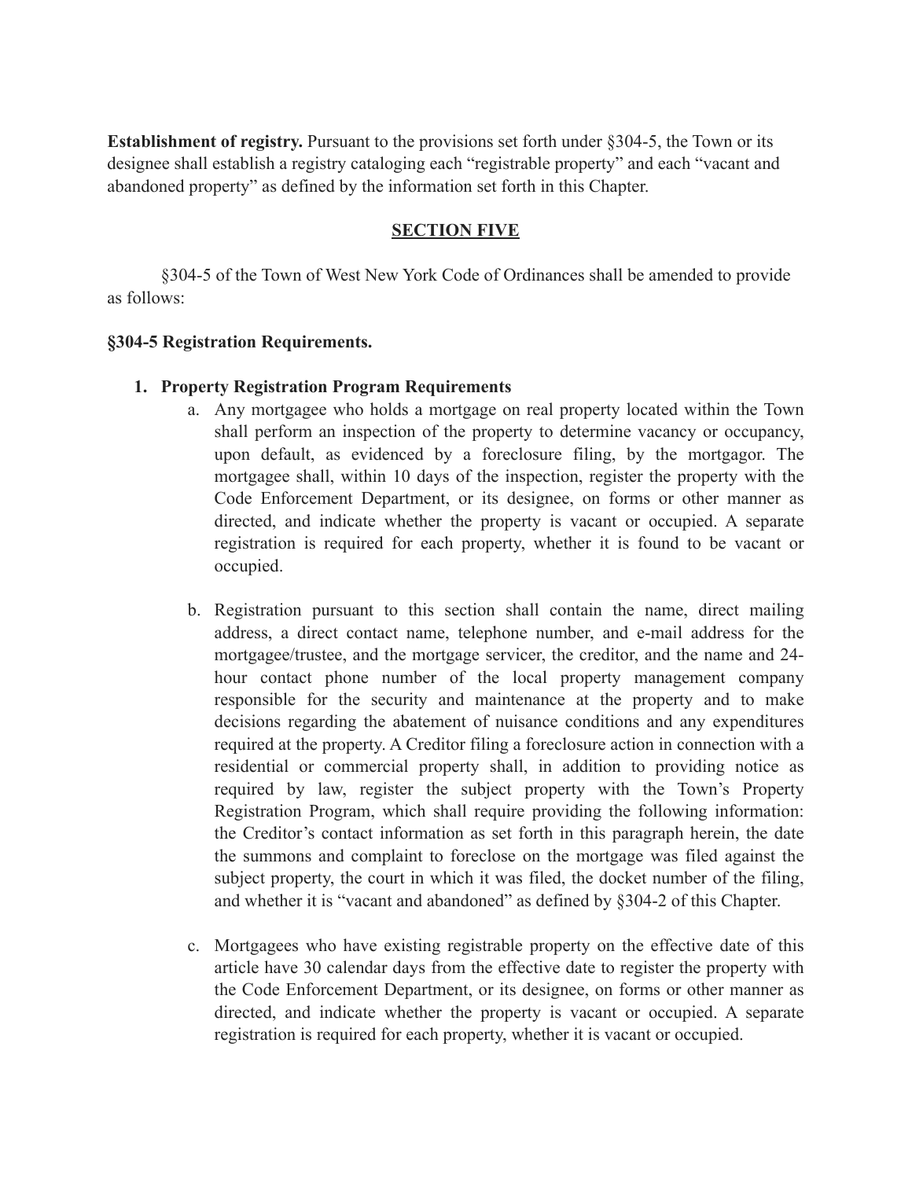**Establishment of registry.** Pursuant to the provisions set forth under §304-5, the Town or its designee shall establish a registry cataloging each "registrable property" and each "vacant and abandoned property" as defined by the information set forth in this Chapter.

## SECTION FIVE

§304-5 of the Town of West New York Code of Ordinances shall be amended to provide as follows:

### §304-5 Registration Requirements.

1. **Property Registration Program Requirements**
   a. Any mortgagee who holds a mortgage on real property located within the Town shall perform an inspection of the property to determine vacancy or occupancy, upon default, as evidenced by a foreclosure filing, by the mortgagor. The mortgagee shall, within 10 days of the inspection, register the property with the Code Enforcement Department, or its designee, on forms or other manner as directed, and indicate whether the property is vacant or occupied. A separate registration is required for each property, whether it is found to be vacant or occupied.

   b. Registration pursuant to this section shall contain the name, direct mailing address, a direct contact name, telephone number, and e-mail address for the mortgagee/trustee, and the mortgage servicer, the creditor, and the name and 24-hour contact phone number of the local property management company responsible for the security and maintenance at the property and to make decisions regarding the abatement of nuisance conditions and any expenditures required at the property. A Creditor filing a foreclosure action in connection with a residential or commercial property shall, in addition to providing notice as required by law, register the subject property with the Town's Property Registration Program, which shall require providing the following information: the Creditor's contact information as set forth in this paragraph herein, the date the summons and complaint to foreclose on the mortgage was filed against the subject property, the court in which it was filed, the docket number of the filing, and whether it is "vacant and abandoned" as defined by §304-2 of this Chapter.

   c. Mortgagees who have existing registrable property on the effective date of this article have 30 calendar days from the effective date to register the property with the Code Enforcement Department, or its designee, on forms or other manner as directed, and indicate whether the property is vacant or occupied. A separate registration is required for each property, whether it is vacant or occupied.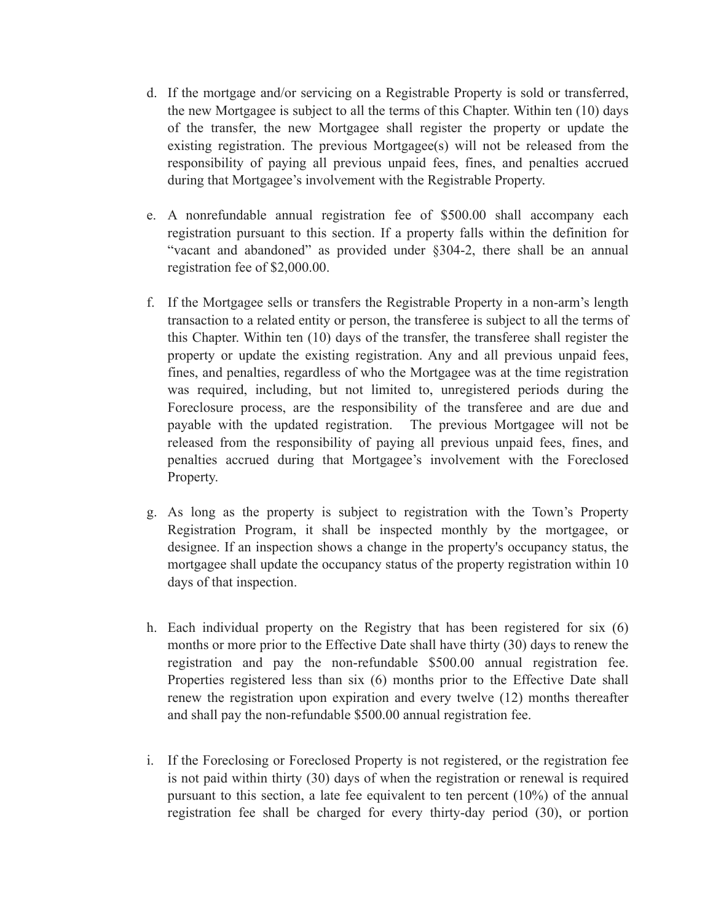d. If the mortgage and/or servicing on a Registrable Property is sold or transferred, the new Mortgagee is subject to all the terms of this Chapter. Within ten (10) days of the transfer, the new Mortgagee shall register the property or update the existing registration. The previous Mortgagee(s) will not be released from the responsibility of paying all previous unpaid fees, fines, and penalties accrued during that Mortgagee's involvement with the Registrable Property.

e. A nonrefundable annual registration fee of $500.00 shall accompany each registration pursuant to this section. If a property falls within the definition for "vacant and abandoned" as provided under §304-2, there shall be an annual registration fee of $2,000.00.

f. If the Mortgagee sells or transfers the Registrable Property in a non-arm's length transaction to a related entity or person, the transferee is subject to all the terms of this Chapter. Within ten (10) days of the transfer, the transferee shall register the property or update the existing registration. Any and all previous unpaid fees, fines, and penalties, regardless of who the Mortgagee was at the time registration was required, including, but not limited to, unregistered periods during the Foreclosure process, are the responsibility of the transferee and are due and payable with the updated registration. The previous Mortgagee will not be released from the responsibility of paying all previous unpaid fees, fines, and penalties accrued during that Mortgagee's involvement with the Foreclosed Property.

g. As long as the property is subject to registration with the Town's Property Registration Program, it shall be inspected monthly by the mortgagee, or designee. If an inspection shows a change in the property's occupancy status, the mortgagee shall update the occupancy status of the property registration within 10 days of that inspection.

h. Each individual property on the Registry that has been registered for six (6) months or more prior to the Effective Date shall have thirty (30) days to renew the registration and pay the non-refundable $500.00 annual registration fee. Properties registered less than six (6) months prior to the Effective Date shall renew the registration upon expiration and every twelve (12) months thereafter and shall pay the non-refundable $500.00 annual registration fee.

i. If the Foreclosing or Foreclosed Property is not registered, or the registration fee is not paid within thirty (30) days of when the registration or renewal is required pursuant to this section, a late fee equivalent to ten percent (10%) of the annual registration fee shall be charged for every thirty-day period (30), or portion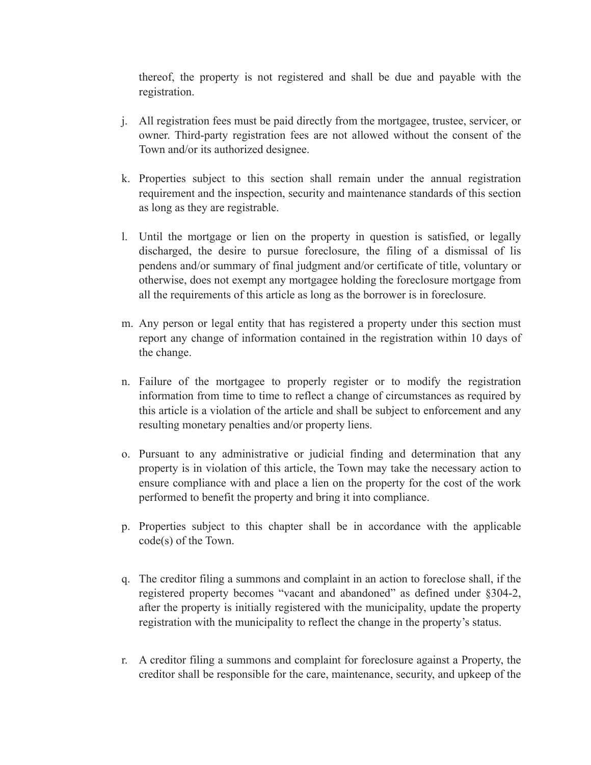thereof, the property is not registered and shall be due and payable with the registration.

j. All registration fees must be paid directly from the mortgagee, trustee, servicer, or owner. Third-party registration fees are not allowed without the consent of the Town and/or its authorized designee.

k. Properties subject to this section shall remain under the annual registration requirement and the inspection, security and maintenance standards of this section as long as they are registrable.

l. Until the mortgage or lien on the property in question is satisfied, or legally discharged, the desire to pursue foreclosure, the filing of a dismissal of lis pendens and/or summary of final judgment and/or certificate of title, voluntary or otherwise, does not exempt any mortgagee holding the foreclosure mortgage from all the requirements of this article as long as the borrower is in foreclosure.

m. Any person or legal entity that has registered a property under this section must report any change of information contained in the registration within 10 days of the change.

n. Failure of the mortgagee to properly register or to modify the registration information from time to time to reflect a change of circumstances as required by this article is a violation of the article and shall be subject to enforcement and any resulting monetary penalties and/or property liens.

o. Pursuant to any administrative or judicial finding and determination that any property is in violation of this article, the Town may take the necessary action to ensure compliance with and place a lien on the property for the cost of the work performed to benefit the property and bring it into compliance.

p. Properties subject to this chapter shall be in accordance with the applicable code(s) of the Town.

q. The creditor filing a summons and complaint in an action to foreclose shall, if the registered property becomes "vacant and abandoned" as defined under §304-2, after the property is initially registered with the municipality, update the property registration with the municipality to reflect the change in the property's status.

r. A creditor filing a summons and complaint for foreclosure against a Property, the creditor shall be responsible for the care, maintenance, security, and upkeep of the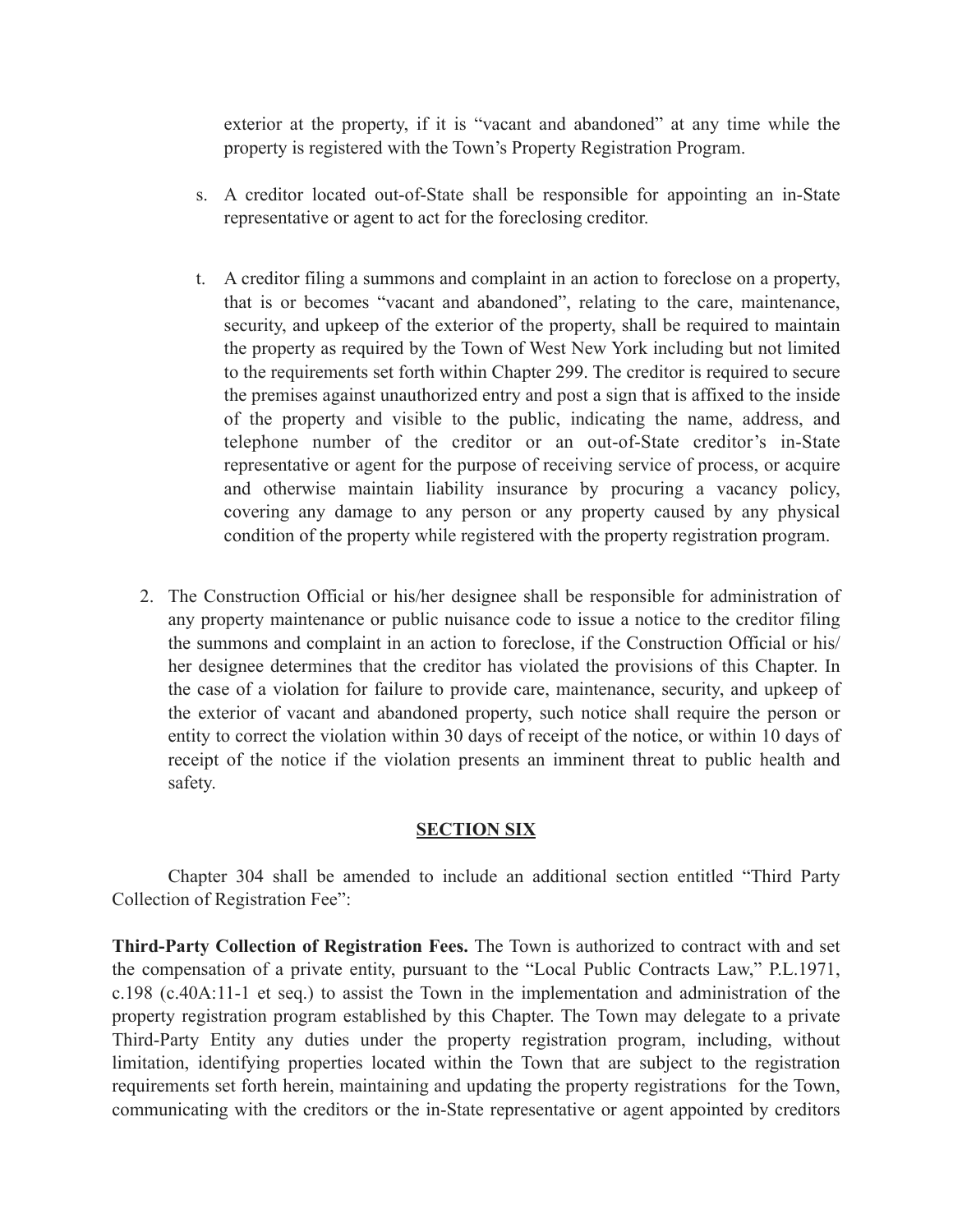exterior at the property, if it is "vacant and abandoned" at any time while the property is registered with the Town's Property Registration Program.

s. A creditor located out-of-State shall be responsible for appointing an in-State representative or agent to act for the foreclosing creditor.

t. A creditor filing a summons and complaint in an action to foreclose on a property, that is or becomes "vacant and abandoned", relating to the care, maintenance, security, and upkeep of the exterior of the property, shall be required to maintain the property as required by the Town of West New York including but not limited to the requirements set forth within Chapter 299. The creditor is required to secure the premises against unauthorized entry and post a sign that is affixed to the inside of the property and visible to the public, indicating the name, address, and telephone number of the creditor or an out-of-State creditor's in-State representative or agent for the purpose of receiving service of process, or acquire and otherwise maintain liability insurance by procuring a vacancy policy, covering any damage to any person or any property caused by any physical condition of the property while registered with the property registration program.

2. The Construction Official or his/her designee shall be responsible for administration of any property maintenance or public nuisance code to issue a notice to the creditor filing the summons and complaint in an action to foreclose, if the Construction Official or his/her designee determines that the creditor has violated the provisions of this Chapter. In the case of a violation for failure to provide care, maintenance, security, and upkeep of the exterior of vacant and abandoned property, such notice shall require the person or entity to correct the violation within 30 days of receipt of the notice, or within 10 days of receipt of the notice if the violation presents an imminent threat to public health and safety.

## SECTION SIX

Chapter 304 shall be amended to include an additional section entitled "Third Party Collection of Registration Fee":

**Third-Party Collection of Registration Fees.** The Town is authorized to contract with and set the compensation of a private entity, pursuant to the "Local Public Contracts Law," P.L.1971, c.198 (c.40A:11-1 et seq.) to assist the Town in the implementation and administration of the property registration program established by this Chapter. The Town may delegate to a private Third-Party Entity any duties under the property registration program, including, without limitation, identifying properties located within the Town that are subject to the registration requirements set forth herein, maintaining and updating the property registrations for the Town, communicating with the creditors or the in-State representative or agent appointed by creditors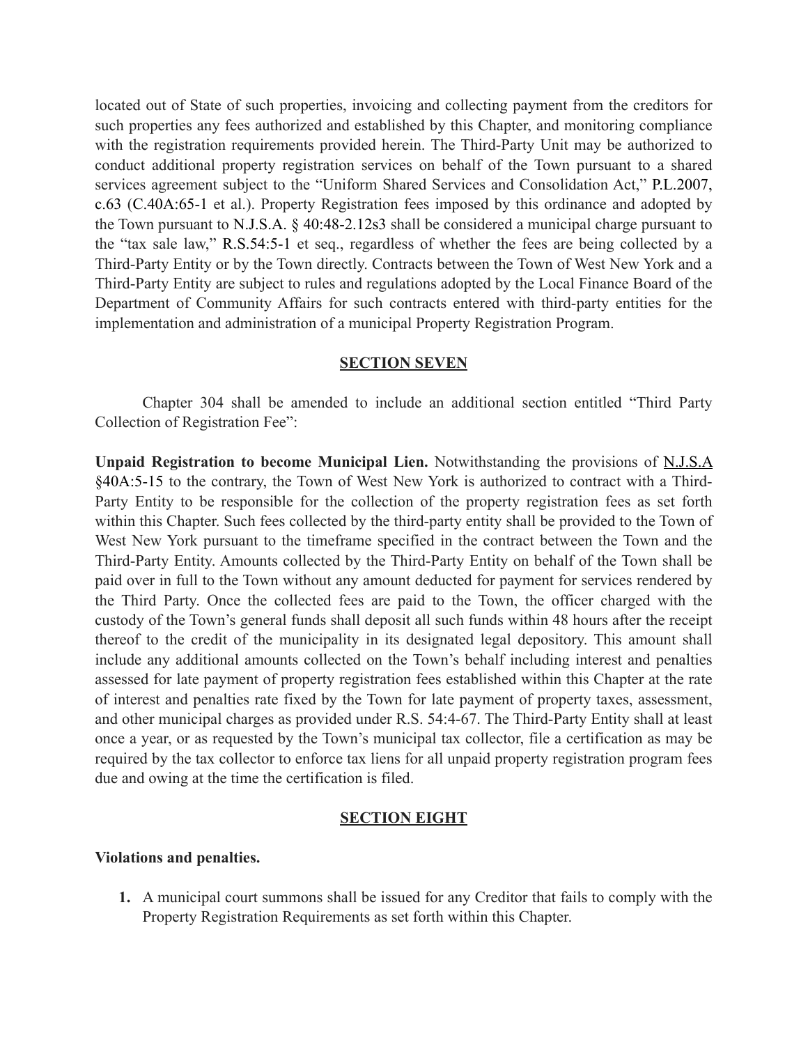located out of State of such properties, invoicing and collecting payment from the creditors for such properties any fees authorized and established by this Chapter, and monitoring compliance with the registration requirements provided herein. The Third-Party Unit may be authorized to conduct additional property registration services on behalf of the Town pursuant to a shared services agreement subject to the "Uniform Shared Services and Consolidation Act," P.L.2007, c.63 (C.40A:65-1 et al.). Property Registration fees imposed by this ordinance and adopted by the Town pursuant to N.J.S.A. § 40:48-2.12s3 shall be considered a municipal charge pursuant to the "tax sale law," R.S.54:5-1 et seq., regardless of whether the fees are being collected by a Third-Party Entity or by the Town directly. Contracts between the Town of West New York and a Third-Party Entity are subject to rules and regulations adopted by the Local Finance Board of the Department of Community Affairs for such contracts entered with third-party entities for the implementation and administration of a municipal Property Registration Program.

## SECTION SEVEN

Chapter 304 shall be amended to include an additional section entitled "Third Party Collection of Registration Fee":

**Unpaid Registration to become Municipal Lien.** Notwithstanding the provisions of N.J.S.A §40A:5-15 to the contrary, the Town of West New York is authorized to contract with a Third-Party Entity to be responsible for the collection of the property registration fees as set forth within this Chapter. Such fees collected by the third-party entity shall be provided to the Town of West New York pursuant to the timeframe specified in the contract between the Town and the Third-Party Entity. Amounts collected by the Third-Party Entity on behalf of the Town shall be paid over in full to the Town without any amount deducted for payment for services rendered by the Third Party. Once the collected fees are paid to the Town, the officer charged with the custody of the Town's general funds shall deposit all such funds within 48 hours after the receipt thereof to the credit of the municipality in its designated legal depository. This amount shall include any additional amounts collected on the Town's behalf including interest and penalties assessed for late payment of property registration fees established within this Chapter at the rate of interest and penalties rate fixed by the Town for late payment of property taxes, assessment, and other municipal charges as provided under R.S. 54:4-67. The Third-Party Entity shall at least once a year, or as requested by the Town's municipal tax collector, file a certification as may be required by the tax collector to enforce tax liens for all unpaid property registration program fees due and owing at the time the certification is filed.

## SECTION EIGHT

**Violations and penalties.**

1. A municipal court summons shall be issued for any Creditor that fails to comply with the Property Registration Requirements as set forth within this Chapter.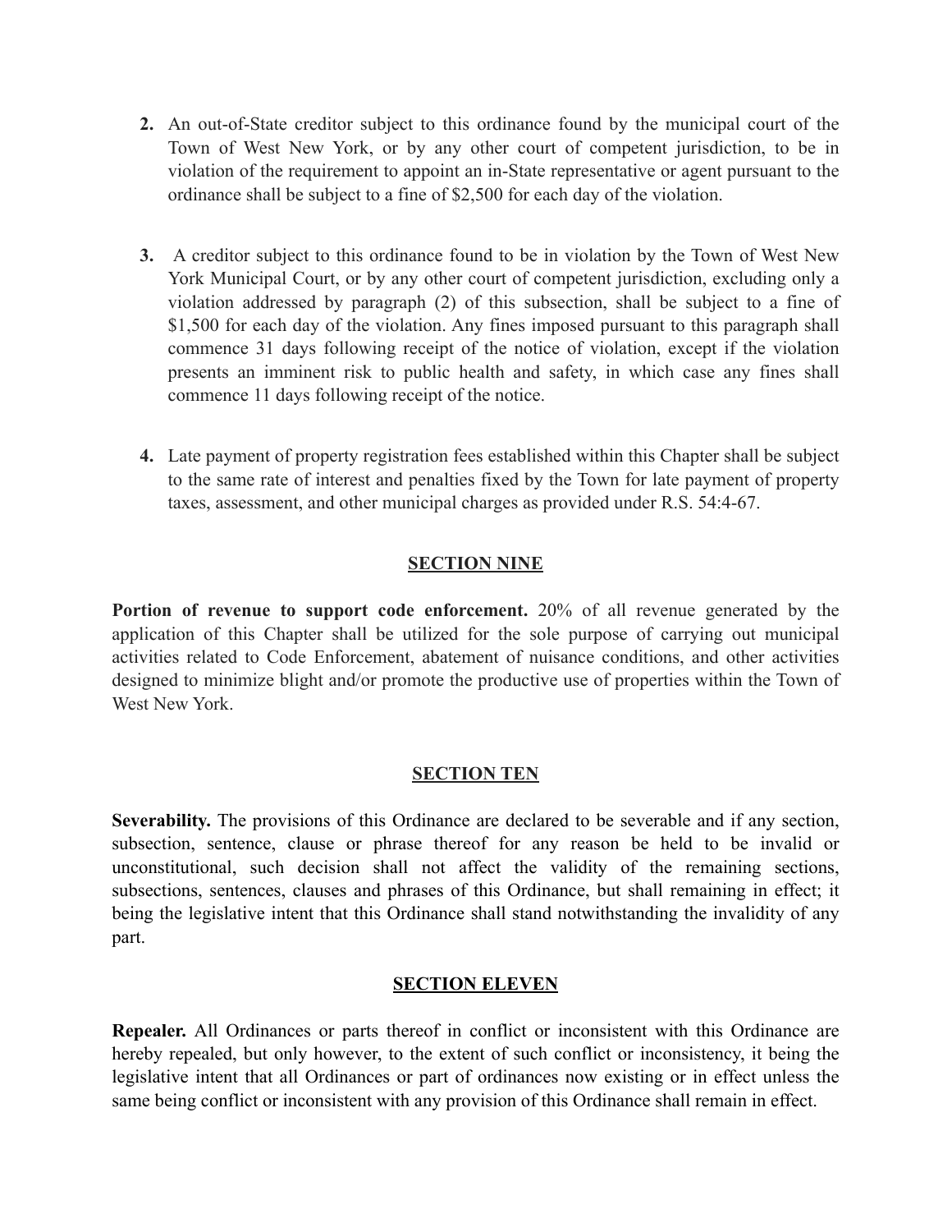2. An out-of-State creditor subject to this ordinance found by the municipal court of the Town of West New York, or by any other court of competent jurisdiction, to be in violation of the requirement to appoint an in-State representative or agent pursuant to the ordinance shall be subject to a fine of $2,500 for each day of the violation.

3. A creditor subject to this ordinance found to be in violation by the Town of West New York Municipal Court, or by any other court of competent jurisdiction, excluding only a violation addressed by paragraph (2) of this subsection, shall be subject to a fine of $1,500 for each day of the violation. Any fines imposed pursuant to this paragraph shall commence 31 days following receipt of the notice of violation, except if the violation presents an imminent risk to public health and safety, in which case any fines shall commence 11 days following receipt of the notice.

4. Late payment of property registration fees established within this Chapter shall be subject to the same rate of interest and penalties fixed by the Town for late payment of property taxes, assessment, and other municipal charges as provided under R.S. 54:4-67.

## SECTION NINE

**Portion of revenue to support code enforcement.** 20% of all revenue generated by the application of this Chapter shall be utilized for the sole purpose of carrying out municipal activities related to Code Enforcement, abatement of nuisance conditions, and other activities designed to minimize blight and/or promote the productive use of properties within the Town of West New York.

## SECTION TEN

**Severability.** The provisions of this Ordinance are declared to be severable and if any section, subsection, sentence, clause or phrase thereof for any reason be held to be invalid or unconstitutional, such decision shall not affect the validity of the remaining sections, subsections, sentences, clauses and phrases of this Ordinance, but shall remaining in effect; it being the legislative intent that this Ordinance shall stand notwithstanding the invalidity of any part.

## SECTION ELEVEN

**Repealer.** All Ordinances or parts thereof in conflict or inconsistent with this Ordinance are hereby repealed, but only however, to the extent of such conflict or inconsistency, it being the legislative intent that all Ordinances or part of ordinances now existing or in effect unless the same being conflict or inconsistent with any provision of this Ordinance shall remain in effect.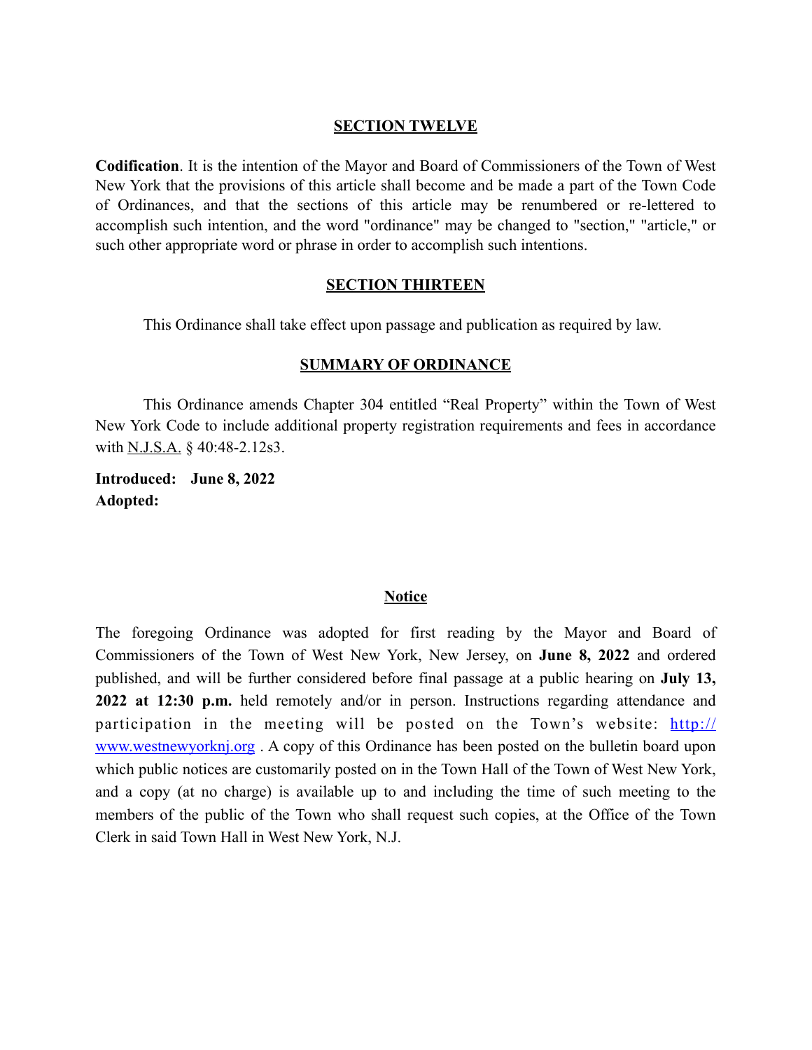## SECTION TWELVE

**Codification**. It is the intention of the Mayor and Board of Commissioners of the Town of West New York that the provisions of this article shall become and be made a part of the Town Code of Ordinances, and that the sections of this article may be renumbered or re-lettered to accomplish such intention, and the word "ordinance" may be changed to "section," "article," or such other appropriate word or phrase in order to accomplish such intentions.

## SECTION THIRTEEN

This Ordinance shall take effect upon passage and publication as required by law.

## SUMMARY OF ORDINANCE

This Ordinance amends Chapter 304 entitled "Real Property" within the Town of West New York Code to include additional property registration requirements and fees in accordance with N.J.S.A. § 40:48-2.12s3.

**Introduced: June 8, 2022**
**Adopted:**

## Notice

The foregoing Ordinance was adopted for first reading by the Mayor and Board of Commissioners of the Town of West New York, New Jersey, on **June 8, 2022** and ordered published, and will be further considered before final passage at a public hearing on **July 13, 2022 at 12:30 p.m.** held remotely and/or in person. Instructions regarding attendance and participation in the meeting will be posted on the Town's website: http://www.westnewyorknj.org . A copy of this Ordinance has been posted on the bulletin board upon which public notices are customarily posted on in the Town Hall of the Town of West New York, and a copy (at no charge) is available up to and including the time of such meeting to the members of the public of the Town who shall request such copies, at the Office of the Town Clerk in said Town Hall in West New York, N.J.